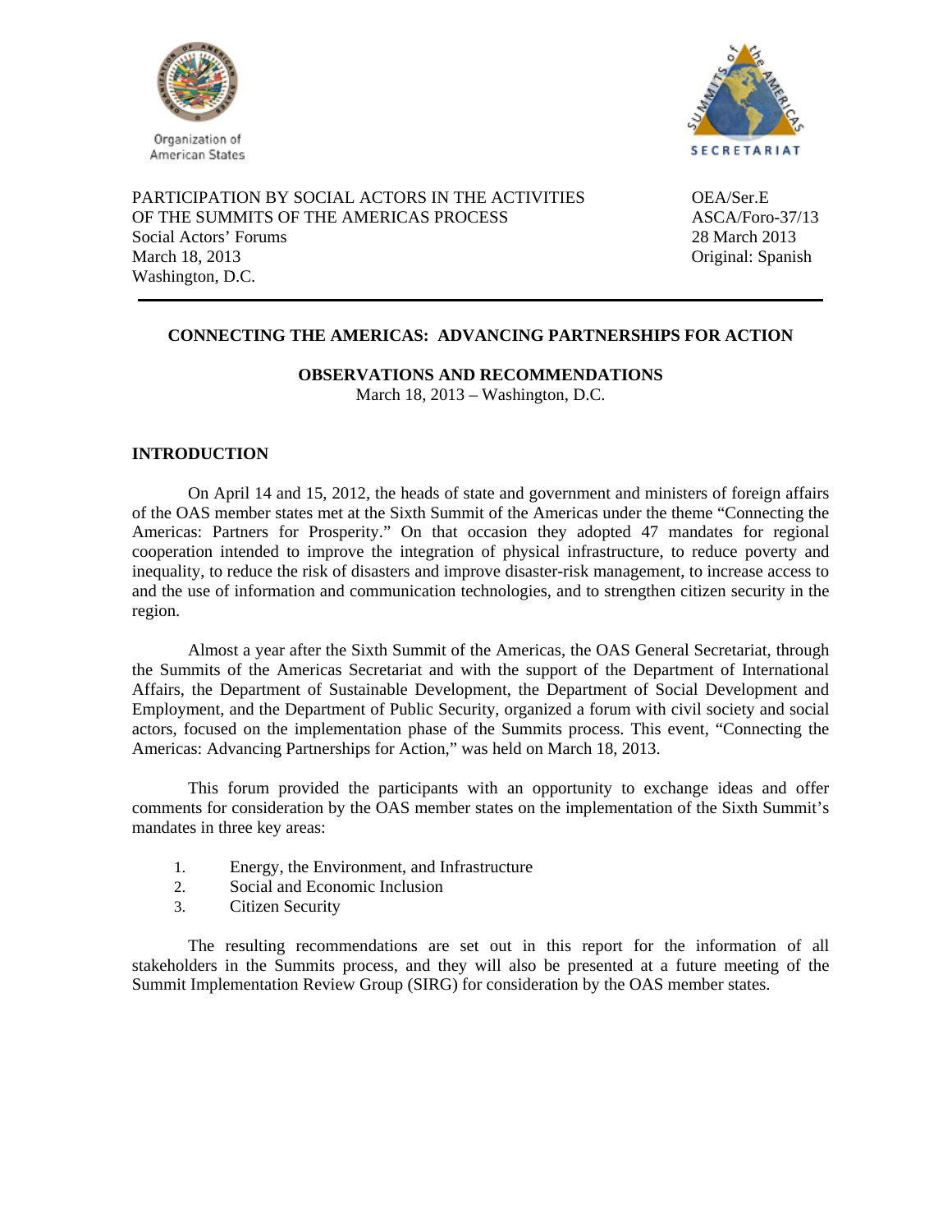Organization of American States

SUMMITS of the AMERICAS SECRETARIAT

PARTICIPATION BY SOCIAL ACTORS IN THE ACTIVITIES OF THE SUMMITS OF THE AMERICAS PROCESS
Social Actors' Forums
March 18, 2013
Washington, D.C.

OEA/Ser.E
ASCA/Foro-37/13
28 March 2013
Original: Spanish

---

**CONNECTING THE AMERICAS: ADVANCING PARTNERSHIPS FOR ACTION**

**OBSERVATIONS AND RECOMMENDATIONS**

March 18, 2013 – Washington, D.C.

## INTRODUCTION

On April 14 and 15, 2012, the heads of state and government and ministers of foreign affairs of the OAS member states met at the Sixth Summit of the Americas under the theme "Connecting the Americas: Partners for Prosperity." On that occasion they adopted 47 mandates for regional cooperation intended to improve the integration of physical infrastructure, to reduce poverty and inequality, to reduce the risk of disasters and improve disaster-risk management, to increase access to and the use of information and communication technologies, and to strengthen citizen security in the region.

Almost a year after the Sixth Summit of the Americas, the OAS General Secretariat, through the Summits of the Americas Secretariat and with the support of the Department of International Affairs, the Department of Sustainable Development, the Department of Social Development and Employment, and the Department of Public Security, organized a forum with civil society and social actors, focused on the implementation phase of the Summits process. This event, "Connecting the Americas: Advancing Partnerships for Action," was held on March 18, 2013.

This forum provided the participants with an opportunity to exchange ideas and offer comments for consideration by the OAS member states on the implementation of the Sixth Summit's mandates in three key areas:

1. Energy, the Environment, and Infrastructure
2. Social and Economic Inclusion
3. Citizen Security

The resulting recommendations are set out in this report for the information of all stakeholders in the Summits process, and they will also be presented at a future meeting of the Summit Implementation Review Group (SIRG) for consideration by the OAS member states.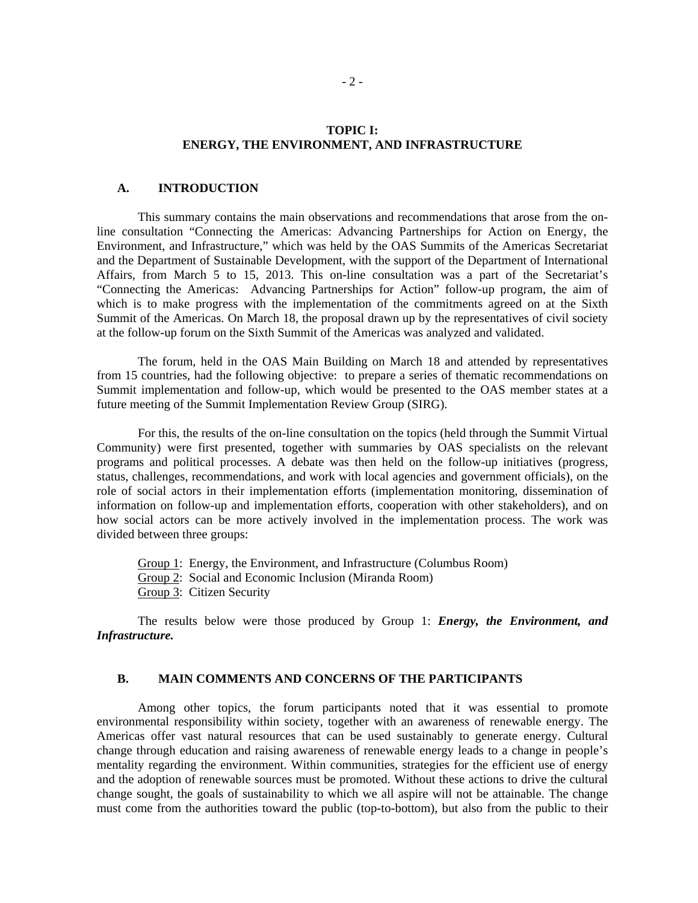## TOPIC I:
## ENERGY, THE ENVIRONMENT, AND INFRASTRUCTURE

### A. INTRODUCTION

This summary contains the main observations and recommendations that arose from the on-line consultation "Connecting the Americas: Advancing Partnerships for Action on Energy, the Environment, and Infrastructure," which was held by the OAS Summits of the Americas Secretariat and the Department of Sustainable Development, with the support of the Department of International Affairs, from March 5 to 15, 2013. This on-line consultation was a part of the Secretariat's "Connecting the Americas: Advancing Partnerships for Action" follow-up program, the aim of which is to make progress with the implementation of the commitments agreed on at the Sixth Summit of the Americas. On March 18, the proposal drawn up by the representatives of civil society at the follow-up forum on the Sixth Summit of the Americas was analyzed and validated.

The forum, held in the OAS Main Building on March 18 and attended by representatives from 15 countries, had the following objective: to prepare a series of thematic recommendations on Summit implementation and follow-up, which would be presented to the OAS member states at a future meeting of the Summit Implementation Review Group (SIRG).

For this, the results of the on-line consultation on the topics (held through the Summit Virtual Community) were first presented, together with summaries by OAS specialists on the relevant programs and political processes. A debate was then held on the follow-up initiatives (progress, status, challenges, recommendations, and work with local agencies and government officials), on the role of social actors in their implementation efforts (implementation monitoring, dissemination of information on follow-up and implementation efforts, cooperation with other stakeholders), and on how social actors can be more actively involved in the implementation process. The work was divided between three groups:

Group 1: Energy, the Environment, and Infrastructure (Columbus Room)
Group 2: Social and Economic Inclusion (Miranda Room)
Group 3: Citizen Security

The results below were those produced by Group 1: ***Energy, the Environment, and Infrastructure.***

### B. MAIN COMMENTS AND CONCERNS OF THE PARTICIPANTS

Among other topics, the forum participants noted that it was essential to promote environmental responsibility within society, together with an awareness of renewable energy. The Americas offer vast natural resources that can be used sustainably to generate energy. Cultural change through education and raising awareness of renewable energy leads to a change in people's mentality regarding the environment. Within communities, strategies for the efficient use of energy and the adoption of renewable sources must be promoted. Without these actions to drive the cultural change sought, the goals of sustainability to which we all aspire will not be attainable. The change must come from the authorities toward the public (top-to-bottom), but also from the public to their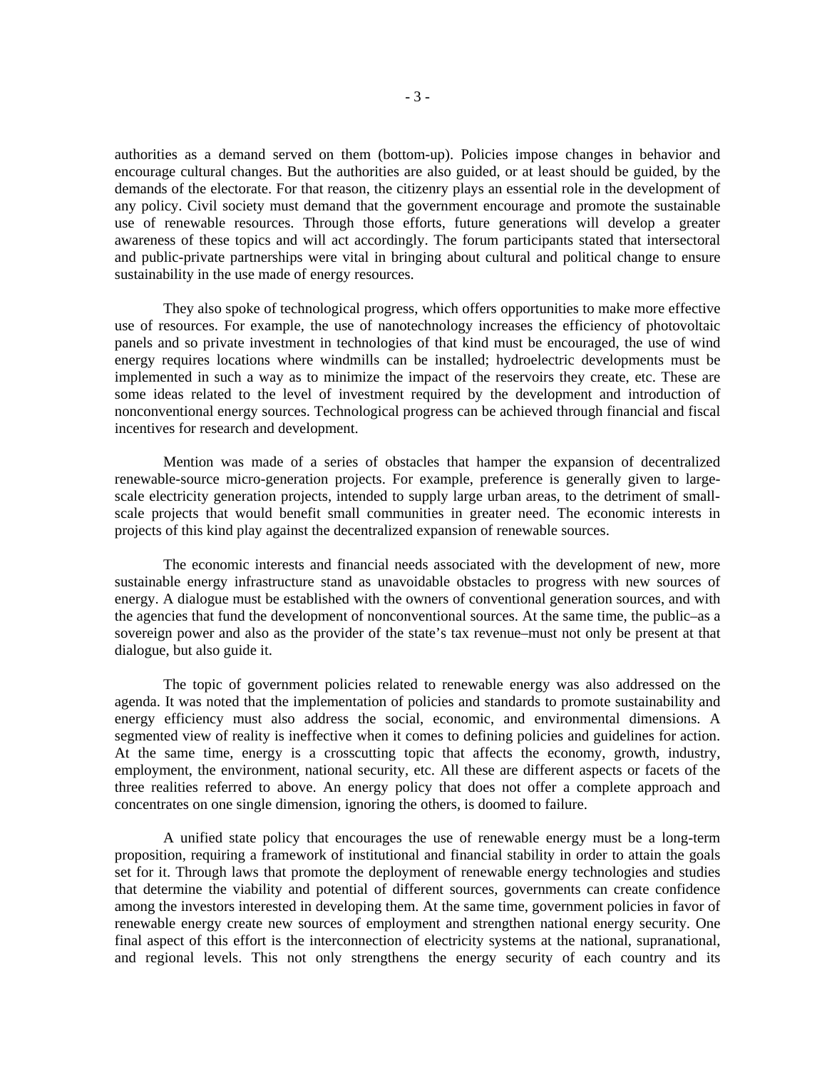authorities as a demand served on them (bottom-up). Policies impose changes in behavior and encourage cultural changes. But the authorities are also guided, or at least should be guided, by the demands of the electorate. For that reason, the citizenry plays an essential role in the development of any policy. Civil society must demand that the government encourage and promote the sustainable use of renewable resources. Through those efforts, future generations will develop a greater awareness of these topics and will act accordingly. The forum participants stated that intersectoral and public-private partnerships were vital in bringing about cultural and political change to ensure sustainability in the use made of energy resources.

They also spoke of technological progress, which offers opportunities to make more effective use of resources. For example, the use of nanotechnology increases the efficiency of photovoltaic panels and so private investment in technologies of that kind must be encouraged, the use of wind energy requires locations where windmills can be installed; hydroelectric developments must be implemented in such a way as to minimize the impact of the reservoirs they create, etc. These are some ideas related to the level of investment required by the development and introduction of nonconventional energy sources. Technological progress can be achieved through financial and fiscal incentives for research and development.

Mention was made of a series of obstacles that hamper the expansion of decentralized renewable-source micro-generation projects. For example, preference is generally given to large-scale electricity generation projects, intended to supply large urban areas, to the detriment of small-scale projects that would benefit small communities in greater need. The economic interests in projects of this kind play against the decentralized expansion of renewable sources.

The economic interests and financial needs associated with the development of new, more sustainable energy infrastructure stand as unavoidable obstacles to progress with new sources of energy. A dialogue must be established with the owners of conventional generation sources, and with the agencies that fund the development of nonconventional sources. At the same time, the public–as a sovereign power and also as the provider of the state's tax revenue–must not only be present at that dialogue, but also guide it.

The topic of government policies related to renewable energy was also addressed on the agenda. It was noted that the implementation of policies and standards to promote sustainability and energy efficiency must also address the social, economic, and environmental dimensions. A segmented view of reality is ineffective when it comes to defining policies and guidelines for action. At the same time, energy is a crosscutting topic that affects the economy, growth, industry, employment, the environment, national security, etc. All these are different aspects or facets of the three realities referred to above. An energy policy that does not offer a complete approach and concentrates on one single dimension, ignoring the others, is doomed to failure.

A unified state policy that encourages the use of renewable energy must be a long-term proposition, requiring a framework of institutional and financial stability in order to attain the goals set for it. Through laws that promote the deployment of renewable energy technologies and studies that determine the viability and potential of different sources, governments can create confidence among the investors interested in developing them. At the same time, government policies in favor of renewable energy create new sources of employment and strengthen national energy security. One final aspect of this effort is the interconnection of electricity systems at the national, supranational, and regional levels. This not only strengthens the energy security of each country and its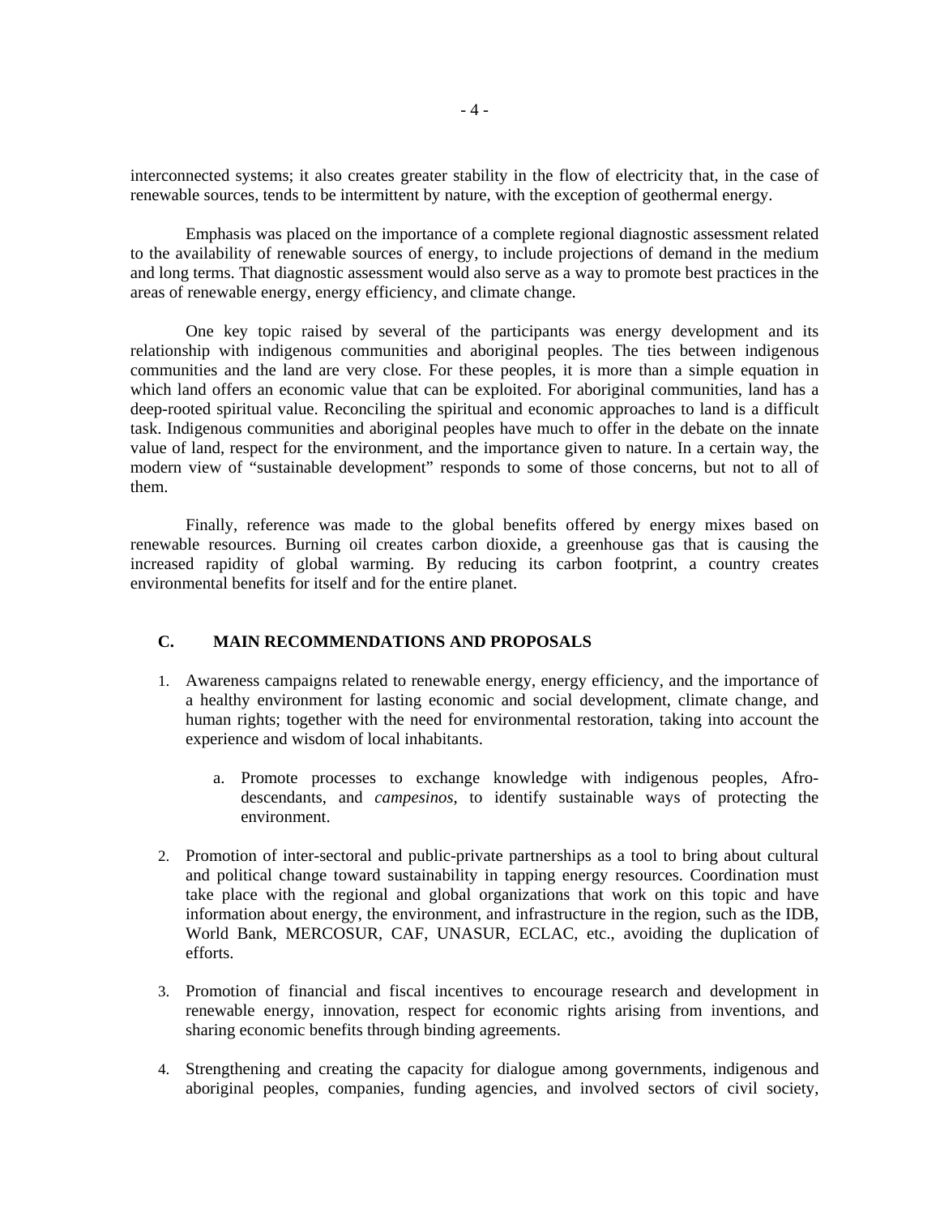interconnected systems; it also creates greater stability in the flow of electricity that, in the case of renewable sources, tends to be intermittent by nature, with the exception of geothermal energy.

Emphasis was placed on the importance of a complete regional diagnostic assessment related to the availability of renewable sources of energy, to include projections of demand in the medium and long terms. That diagnostic assessment would also serve as a way to promote best practices in the areas of renewable energy, energy efficiency, and climate change.

One key topic raised by several of the participants was energy development and its relationship with indigenous communities and aboriginal peoples. The ties between indigenous communities and the land are very close. For these peoples, it is more than a simple equation in which land offers an economic value that can be exploited. For aboriginal communities, land has a deep-rooted spiritual value. Reconciling the spiritual and economic approaches to land is a difficult task. Indigenous communities and aboriginal peoples have much to offer in the debate on the innate value of land, respect for the environment, and the importance given to nature. In a certain way, the modern view of "sustainable development" responds to some of those concerns, but not to all of them.

Finally, reference was made to the global benefits offered by energy mixes based on renewable resources. Burning oil creates carbon dioxide, a greenhouse gas that is causing the increased rapidity of global warming. By reducing its carbon footprint, a country creates environmental benefits for itself and for the entire planet.

## C. MAIN RECOMMENDATIONS AND PROPOSALS

1. Awareness campaigns related to renewable energy, energy efficiency, and the importance of a healthy environment for lasting economic and social development, climate change, and human rights; together with the need for environmental restoration, taking into account the experience and wisdom of local inhabitants.

    a. Promote processes to exchange knowledge with indigenous peoples, Afro-descendants, and *campesinos*, to identify sustainable ways of protecting the environment.

2. Promotion of inter-sectoral and public-private partnerships as a tool to bring about cultural and political change toward sustainability in tapping energy resources. Coordination must take place with the regional and global organizations that work on this topic and have information about energy, the environment, and infrastructure in the region, such as the IDB, World Bank, MERCOSUR, CAF, UNASUR, ECLAC, etc., avoiding the duplication of efforts.

3. Promotion of financial and fiscal incentives to encourage research and development in renewable energy, innovation, respect for economic rights arising from inventions, and sharing economic benefits through binding agreements.

4. Strengthening and creating the capacity for dialogue among governments, indigenous and aboriginal peoples, companies, funding agencies, and involved sectors of civil society,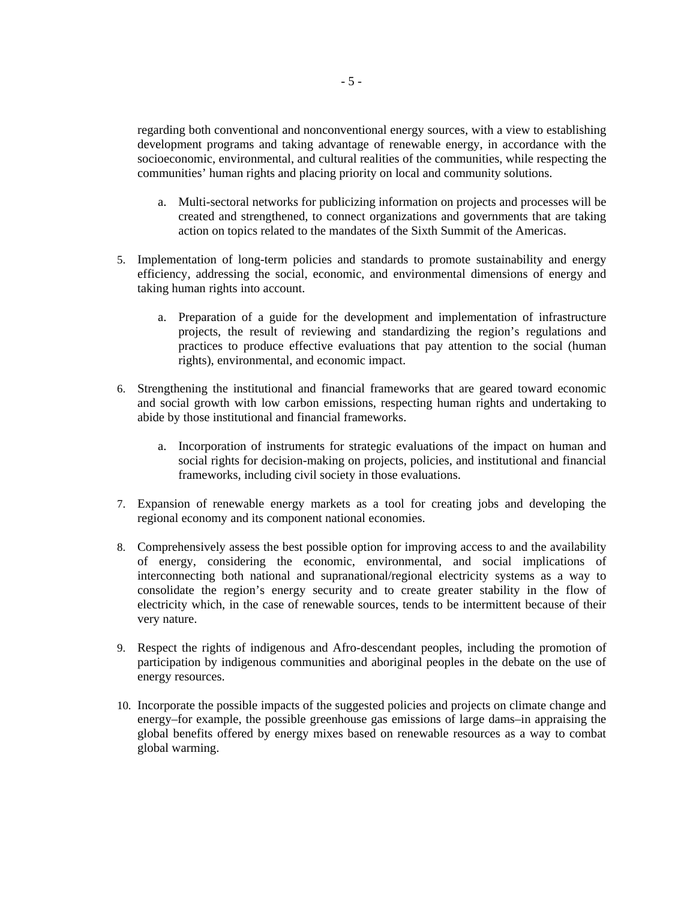regarding both conventional and nonconventional energy sources, with a view to establishing development programs and taking advantage of renewable energy, in accordance with the socioeconomic, environmental, and cultural realities of the communities, while respecting the communities' human rights and placing priority on local and community solutions.

   a. Multi-sectoral networks for publicizing information on projects and processes will be created and strengthened, to connect organizations and governments that are taking action on topics related to the mandates of the Sixth Summit of the Americas.

5. Implementation of long-term policies and standards to promote sustainability and energy efficiency, addressing the social, economic, and environmental dimensions of energy and taking human rights into account.

   a. Preparation of a guide for the development and implementation of infrastructure projects, the result of reviewing and standardizing the region's regulations and practices to produce effective evaluations that pay attention to the social (human rights), environmental, and economic impact.

6. Strengthening the institutional and financial frameworks that are geared toward economic and social growth with low carbon emissions, respecting human rights and undertaking to abide by those institutional and financial frameworks.

   a. Incorporation of instruments for strategic evaluations of the impact on human and social rights for decision-making on projects, policies, and institutional and financial frameworks, including civil society in those evaluations.

7. Expansion of renewable energy markets as a tool for creating jobs and developing the regional economy and its component national economies.

8. Comprehensively assess the best possible option for improving access to and the availability of energy, considering the economic, environmental, and social implications of interconnecting both national and supranational/regional electricity systems as a way to consolidate the region's energy security and to create greater stability in the flow of electricity which, in the case of renewable sources, tends to be intermittent because of their very nature.

9. Respect the rights of indigenous and Afro-descendant peoples, including the promotion of participation by indigenous communities and aboriginal peoples in the debate on the use of energy resources.

10. Incorporate the possible impacts of the suggested policies and projects on climate change and energy–for example, the possible greenhouse gas emissions of large dams–in appraising the global benefits offered by energy mixes based on renewable resources as a way to combat global warming.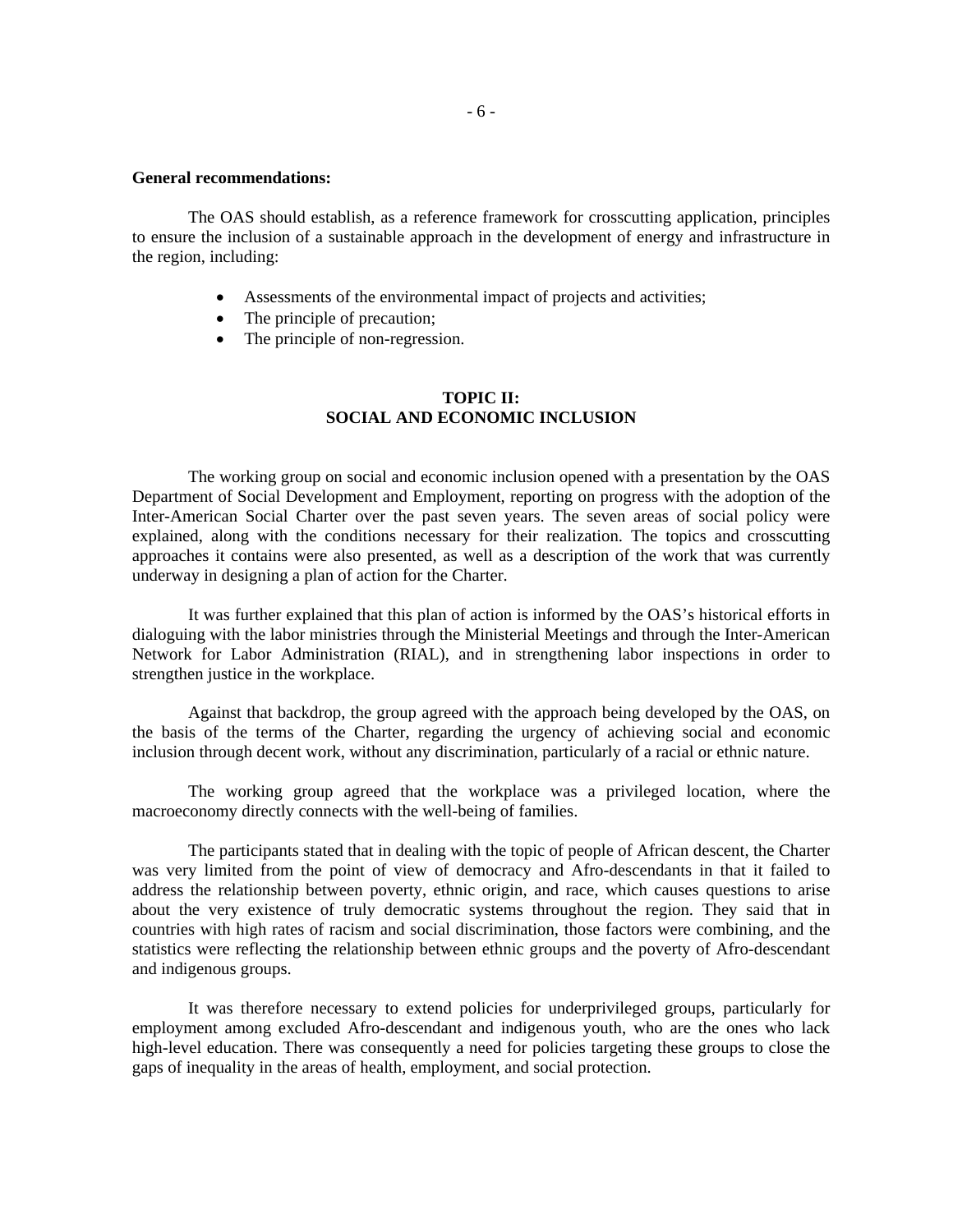**General recommendations:**

The OAS should establish, as a reference framework for crosscutting application, principles to ensure the inclusion of a sustainable approach in the development of energy and infrastructure in the region, including:

- Assessments of the environmental impact of projects and activities;
- The principle of precaution;
- The principle of non-regression.

## TOPIC II: SOCIAL AND ECONOMIC INCLUSION

The working group on social and economic inclusion opened with a presentation by the OAS Department of Social Development and Employment, reporting on progress with the adoption of the Inter-American Social Charter over the past seven years. The seven areas of social policy were explained, along with the conditions necessary for their realization. The topics and crosscutting approaches it contains were also presented, as well as a description of the work that was currently underway in designing a plan of action for the Charter.

It was further explained that this plan of action is informed by the OAS's historical efforts in dialoguing with the labor ministries through the Ministerial Meetings and through the Inter-American Network for Labor Administration (RIAL), and in strengthening labor inspections in order to strengthen justice in the workplace.

Against that backdrop, the group agreed with the approach being developed by the OAS, on the basis of the terms of the Charter, regarding the urgency of achieving social and economic inclusion through decent work, without any discrimination, particularly of a racial or ethnic nature.

The working group agreed that the workplace was a privileged location, where the macroeconomy directly connects with the well-being of families.

The participants stated that in dealing with the topic of people of African descent, the Charter was very limited from the point of view of democracy and Afro-descendants in that it failed to address the relationship between poverty, ethnic origin, and race, which causes questions to arise about the very existence of truly democratic systems throughout the region. They said that in countries with high rates of racism and social discrimination, those factors were combining, and the statistics were reflecting the relationship between ethnic groups and the poverty of Afro-descendant and indigenous groups.

It was therefore necessary to extend policies for underprivileged groups, particularly for employment among excluded Afro-descendant and indigenous youth, who are the ones who lack high-level education. There was consequently a need for policies targeting these groups to close the gaps of inequality in the areas of health, employment, and social protection.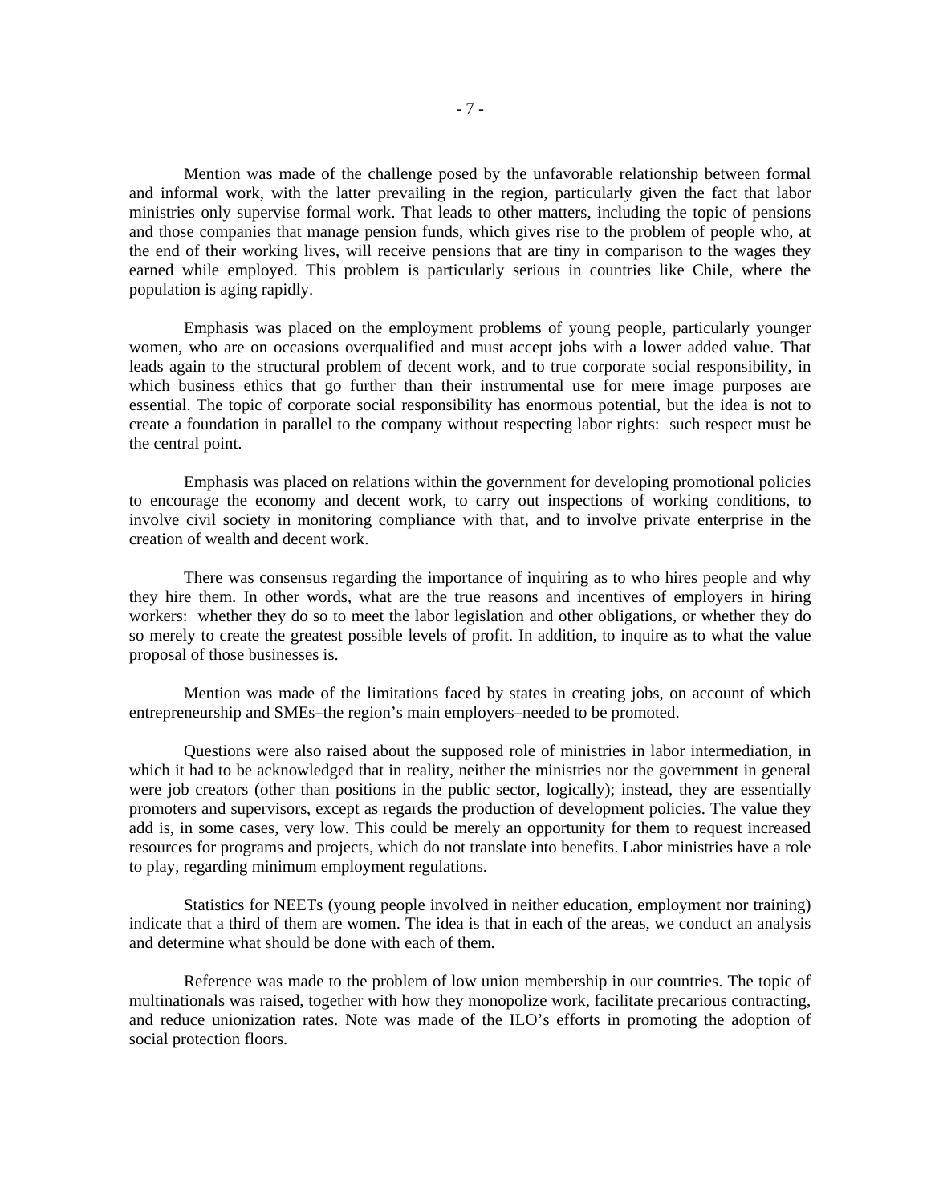Mention was made of the challenge posed by the unfavorable relationship between formal and informal work, with the latter prevailing in the region, particularly given the fact that labor ministries only supervise formal work. That leads to other matters, including the topic of pensions and those companies that manage pension funds, which gives rise to the problem of people who, at the end of their working lives, will receive pensions that are tiny in comparison to the wages they earned while employed. This problem is particularly serious in countries like Chile, where the population is aging rapidly.

Emphasis was placed on the employment problems of young people, particularly younger women, who are on occasions overqualified and must accept jobs with a lower added value. That leads again to the structural problem of decent work, and to true corporate social responsibility, in which business ethics that go further than their instrumental use for mere image purposes are essential. The topic of corporate social responsibility has enormous potential, but the idea is not to create a foundation in parallel to the company without respecting labor rights: such respect must be the central point.

Emphasis was placed on relations within the government for developing promotional policies to encourage the economy and decent work, to carry out inspections of working conditions, to involve civil society in monitoring compliance with that, and to involve private enterprise in the creation of wealth and decent work.

There was consensus regarding the importance of inquiring as to who hires people and why they hire them. In other words, what are the true reasons and incentives of employers in hiring workers: whether they do so to meet the labor legislation and other obligations, or whether they do so merely to create the greatest possible levels of profit. In addition, to inquire as to what the value proposal of those businesses is.

Mention was made of the limitations faced by states in creating jobs, on account of which entrepreneurship and SMEs–the region's main employers–needed to be promoted.

Questions were also raised about the supposed role of ministries in labor intermediation, in which it had to be acknowledged that in reality, neither the ministries nor the government in general were job creators (other than positions in the public sector, logically); instead, they are essentially promoters and supervisors, except as regards the production of development policies. The value they add is, in some cases, very low. This could be merely an opportunity for them to request increased resources for programs and projects, which do not translate into benefits. Labor ministries have a role to play, regarding minimum employment regulations.

Statistics for NEETs (young people involved in neither education, employment nor training) indicate that a third of them are women. The idea is that in each of the areas, we conduct an analysis and determine what should be done with each of them.

Reference was made to the problem of low union membership in our countries. The topic of multinationals was raised, together with how they monopolize work, facilitate precarious contracting, and reduce unionization rates. Note was made of the ILO's efforts in promoting the adoption of social protection floors.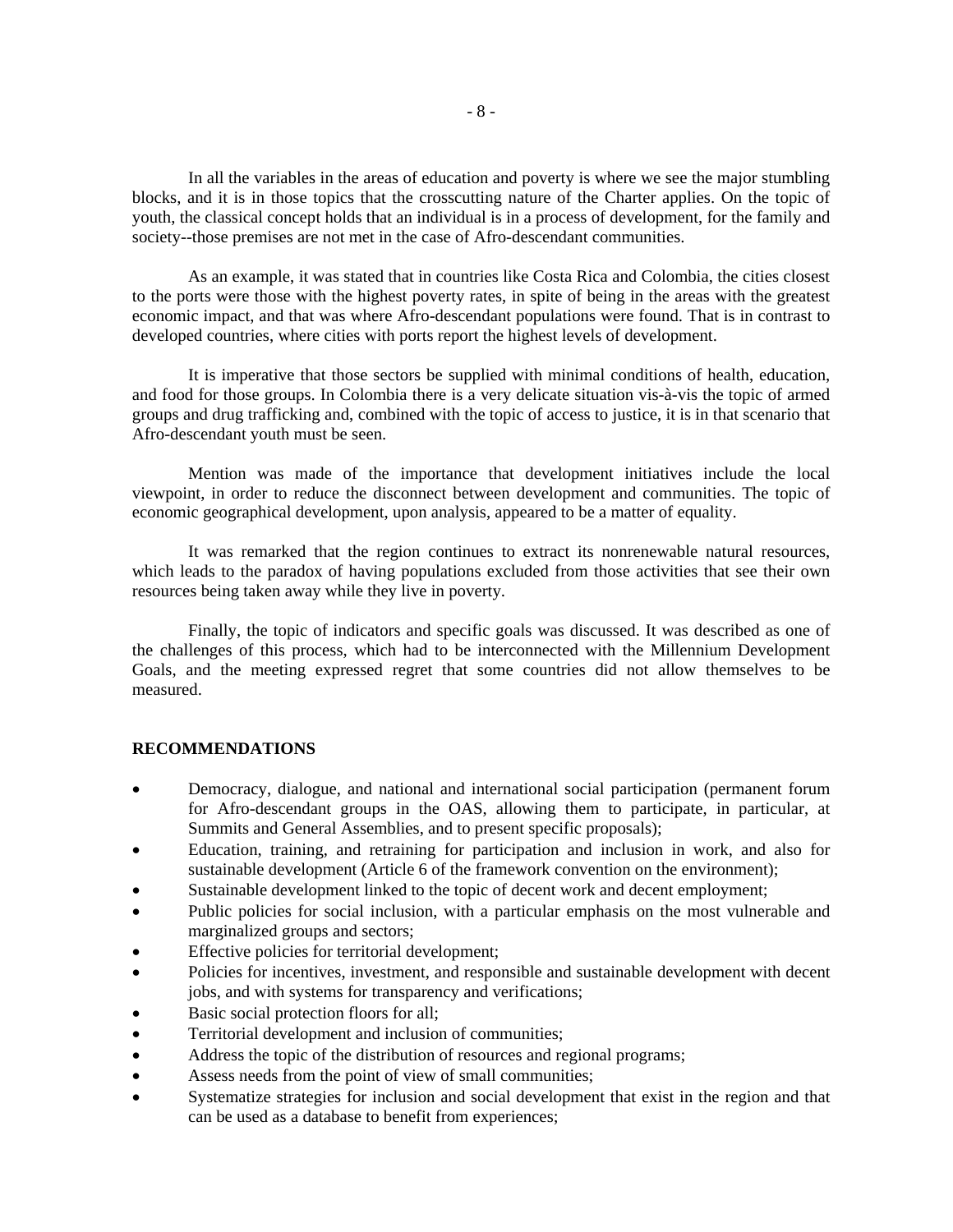In all the variables in the areas of education and poverty is where we see the major stumbling blocks, and it is in those topics that the crosscutting nature of the Charter applies. On the topic of youth, the classical concept holds that an individual is in a process of development, for the family and society--those premises are not met in the case of Afro-descendant communities.

As an example, it was stated that in countries like Costa Rica and Colombia, the cities closest to the ports were those with the highest poverty rates, in spite of being in the areas with the greatest economic impact, and that was where Afro-descendant populations were found. That is in contrast to developed countries, where cities with ports report the highest levels of development.

It is imperative that those sectors be supplied with minimal conditions of health, education, and food for those groups. In Colombia there is a very delicate situation vis-à-vis the topic of armed groups and drug trafficking and, combined with the topic of access to justice, it is in that scenario that Afro-descendant youth must be seen.

Mention was made of the importance that development initiatives include the local viewpoint, in order to reduce the disconnect between development and communities. The topic of economic geographical development, upon analysis, appeared to be a matter of equality.

It was remarked that the region continues to extract its nonrenewable natural resources, which leads to the paradox of having populations excluded from those activities that see their own resources being taken away while they live in poverty.

Finally, the topic of indicators and specific goals was discussed. It was described as one of the challenges of this process, which had to be interconnected with the Millennium Development Goals, and the meeting expressed regret that some countries did not allow themselves to be measured.

**RECOMMENDATIONS**

- Democracy, dialogue, and national and international social participation (permanent forum for Afro-descendant groups in the OAS, allowing them to participate, in particular, at Summits and General Assemblies, and to present specific proposals);
- Education, training, and retraining for participation and inclusion in work, and also for sustainable development (Article 6 of the framework convention on the environment);
- Sustainable development linked to the topic of decent work and decent employment;
- Public policies for social inclusion, with a particular emphasis on the most vulnerable and marginalized groups and sectors;
- Effective policies for territorial development;
- Policies for incentives, investment, and responsible and sustainable development with decent jobs, and with systems for transparency and verifications;
- Basic social protection floors for all;
- Territorial development and inclusion of communities;
- Address the topic of the distribution of resources and regional programs;
- Assess needs from the point of view of small communities;
- Systematize strategies for inclusion and social development that exist in the region and that can be used as a database to benefit from experiences;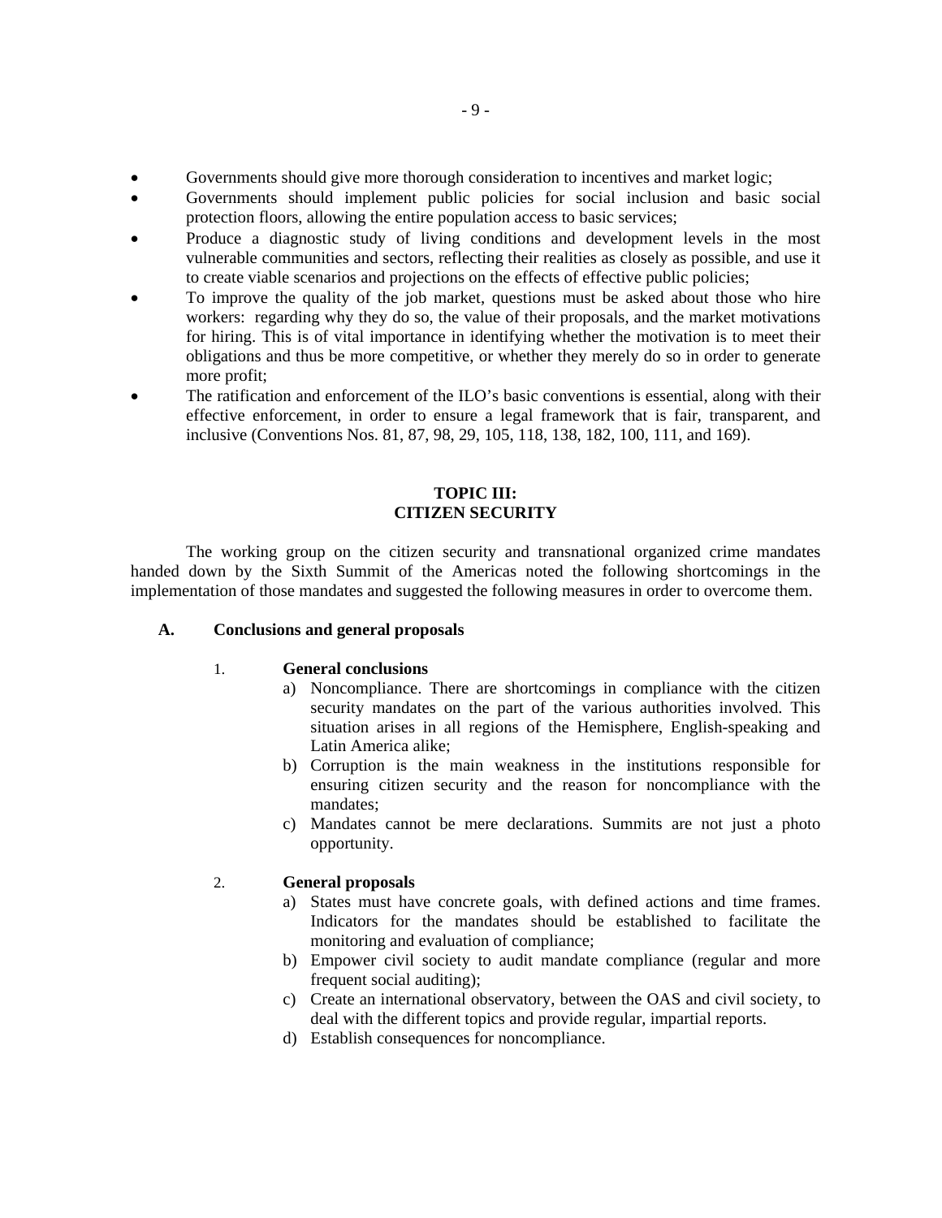- Governments should give more thorough consideration to incentives and market logic;
- Governments should implement public policies for social inclusion and basic social protection floors, allowing the entire population access to basic services;
- Produce a diagnostic study of living conditions and development levels in the most vulnerable communities and sectors, reflecting their realities as closely as possible, and use it to create viable scenarios and projections on the effects of effective public policies;
- To improve the quality of the job market, questions must be asked about those who hire workers: regarding why they do so, the value of their proposals, and the market motivations for hiring. This is of vital importance in identifying whether the motivation is to meet their obligations and thus be more competitive, or whether they merely do so in order to generate more profit;
- The ratification and enforcement of the ILO's basic conventions is essential, along with their effective enforcement, in order to ensure a legal framework that is fair, transparent, and inclusive (Conventions Nos. 81, 87, 98, 29, 105, 118, 138, 182, 100, 111, and 169).

## TOPIC III: CITIZEN SECURITY

The working group on the citizen security and transnational organized crime mandates handed down by the Sixth Summit of the Americas noted the following shortcomings in the implementation of those mandates and suggested the following measures in order to overcome them.

### A. Conclusions and general proposals

#### 1. General conclusions

a) Noncompliance. There are shortcomings in compliance with the citizen security mandates on the part of the various authorities involved. This situation arises in all regions of the Hemisphere, English-speaking and Latin America alike;

b) Corruption is the main weakness in the institutions responsible for ensuring citizen security and the reason for noncompliance with the mandates;

c) Mandates cannot be mere declarations. Summits are not just a photo opportunity.

#### 2. General proposals

a) States must have concrete goals, with defined actions and time frames. Indicators for the mandates should be established to facilitate the monitoring and evaluation of compliance;

b) Empower civil society to audit mandate compliance (regular and more frequent social auditing);

c) Create an international observatory, between the OAS and civil society, to deal with the different topics and provide regular, impartial reports.

d) Establish consequences for noncompliance.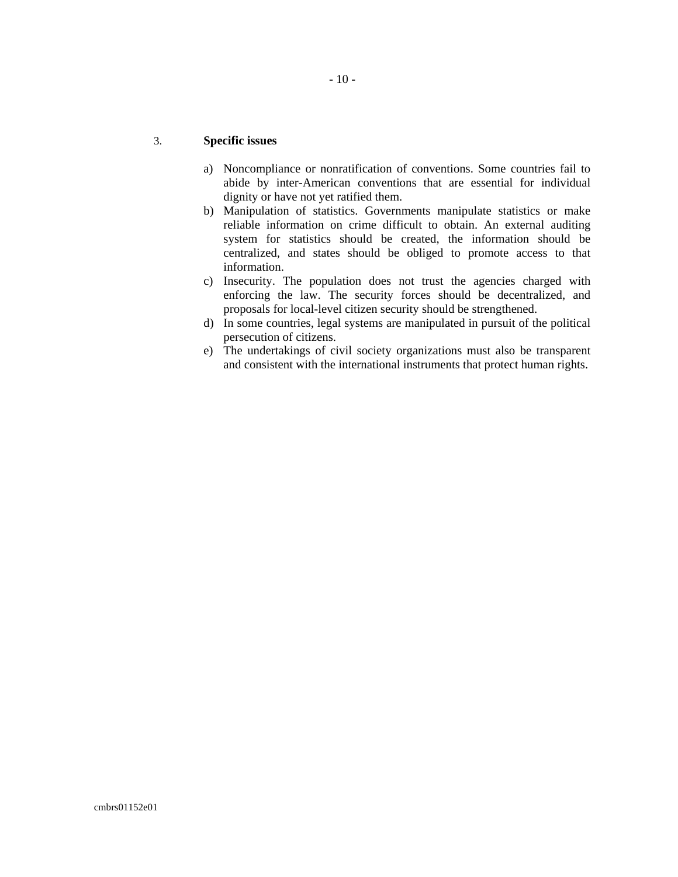### 3. **Specific issues**

a) Noncompliance or nonratification of conventions. Some countries fail to abide by inter-American conventions that are essential for individual dignity or have not yet ratified them.

b) Manipulation of statistics. Governments manipulate statistics or make reliable information on crime difficult to obtain. An external auditing system for statistics should be created, the information should be centralized, and states should be obliged to promote access to that information.

c) Insecurity. The population does not trust the agencies charged with enforcing the law. The security forces should be decentralized, and proposals for local-level citizen security should be strengthened.

d) In some countries, legal systems are manipulated in pursuit of the political persecution of citizens.

e) The undertakings of civil society organizations must also be transparent and consistent with the international instruments that protect human rights.